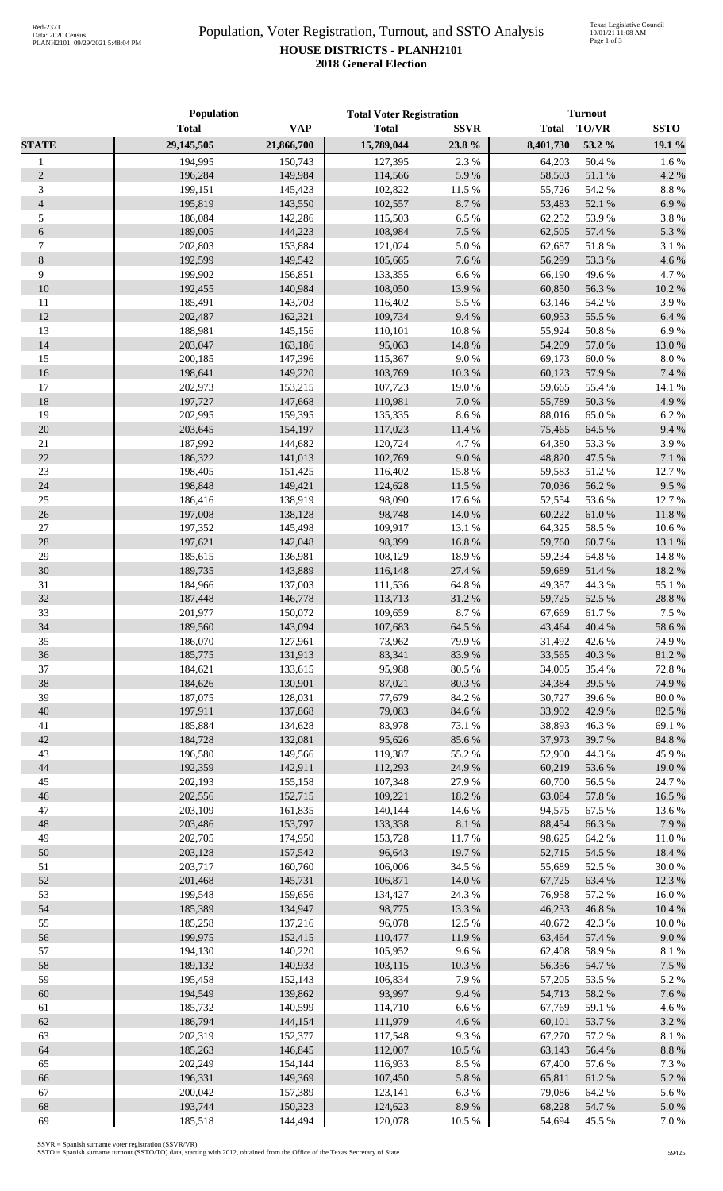# Population, Voter Registration, Turnout, and SSTO Analysis

## HOUSE DISTRICTS - PLANH2101

### 2018 General Election

| | Population | | Total Voter Registration | | Turnout | | |
|---|---|---|---|---|---|---|---|
| | Total | VAP | Total | SSVR | Total | TO/VR | SSTO |
| **STATE** | **29,145,505** | **21,866,700** | **15,789,044** | **23.8 %** | **8,401,730** | **53.2 %** | **19.1 %** |
| 1 | 194,995 | 150,743 | 127,395 | 2.3 % | 64,203 | 50.4 % | 1.6 % |
| 2 | 196,284 | 149,984 | 114,566 | 5.9 % | 58,503 | 51.1 % | 4.2 % |
| 3 | 199,151 | 145,423 | 102,822 | 11.5 % | 55,726 | 54.2 % | 8.8 % |
| 4 | 195,819 | 143,550 | 102,557 | 8.7 % | 53,483 | 52.1 % | 6.9 % |
| 5 | 186,084 | 142,286 | 115,503 | 6.5 % | 62,252 | 53.9 % | 3.8 % |
| 6 | 189,005 | 144,223 | 108,984 | 7.5 % | 62,505 | 57.4 % | 5.3 % |
| 7 | 202,803 | 153,884 | 121,024 | 5.0 % | 62,687 | 51.8 % | 3.1 % |
| 8 | 192,599 | 149,542 | 105,665 | 7.6 % | 56,299 | 53.3 % | 4.6 % |
| 9 | 199,902 | 156,851 | 133,355 | 6.6 % | 66,190 | 49.6 % | 4.7 % |
| 10 | 192,455 | 140,984 | 108,050 | 13.9 % | 60,850 | 56.3 % | 10.2 % |
| 11 | 185,491 | 143,703 | 116,402 | 5.5 % | 63,146 | 54.2 % | 3.9 % |
| 12 | 202,487 | 162,321 | 109,734 | 9.4 % | 60,953 | 55.5 % | 6.4 % |
| 13 | 188,981 | 145,156 | 110,101 | 10.8 % | 55,924 | 50.8 % | 6.9 % |
| 14 | 203,047 | 163,186 | 95,063 | 14.8 % | 54,209 | 57.0 % | 13.0 % |
| 15 | 200,185 | 147,396 | 115,367 | 9.0 % | 69,173 | 60.0 % | 8.0 % |
| 16 | 198,641 | 149,220 | 103,769 | 10.3 % | 60,123 | 57.9 % | 7.4 % |
| 17 | 202,973 | 153,215 | 107,723 | 19.0 % | 59,665 | 55.4 % | 14.1 % |
| 18 | 197,727 | 147,668 | 110,981 | 7.0 % | 55,789 | 50.3 % | 4.9 % |
| 19 | 202,995 | 159,395 | 135,335 | 8.6 % | 88,016 | 65.0 % | 6.2 % |
| 20 | 203,645 | 154,197 | 117,023 | 11.4 % | 75,465 | 64.5 % | 9.4 % |
| 21 | 187,992 | 144,682 | 120,724 | 4.7 % | 64,380 | 53.3 % | 3.9 % |
| 22 | 186,322 | 141,013 | 102,769 | 9.0 % | 48,820 | 47.5 % | 7.1 % |
| 23 | 198,405 | 151,425 | 116,402 | 15.8 % | 59,583 | 51.2 % | 12.7 % |
| 24 | 198,848 | 149,421 | 124,628 | 11.5 % | 70,036 | 56.2 % | 9.5 % |
| 25 | 186,416 | 138,919 | 98,090 | 17.6 % | 52,554 | 53.6 % | 12.7 % |
| 26 | 197,008 | 138,128 | 98,748 | 14.0 % | 60,222 | 61.0 % | 11.8 % |
| 27 | 197,352 | 145,498 | 109,917 | 13.1 % | 64,325 | 58.5 % | 10.6 % |
| 28 | 197,621 | 142,048 | 98,399 | 16.8 % | 59,760 | 60.7 % | 13.1 % |
| 29 | 185,615 | 136,981 | 108,129 | 18.9 % | 59,234 | 54.8 % | 14.8 % |
| 30 | 189,735 | 143,889 | 116,148 | 27.4 % | 59,689 | 51.4 % | 18.2 % |
| 31 | 184,966 | 137,003 | 111,536 | 64.8 % | 49,387 | 44.3 % | 55.1 % |
| 32 | 187,448 | 146,778 | 113,713 | 31.2 % | 59,725 | 52.5 % | 28.8 % |
| 33 | 201,977 | 150,072 | 109,659 | 8.7 % | 67,669 | 61.7 % | 7.5 % |
| 34 | 189,560 | 143,094 | 107,683 | 64.5 % | 43,464 | 40.4 % | 58.6 % |
| 35 | 186,070 | 127,961 | 73,962 | 79.9 % | 31,492 | 42.6 % | 74.9 % |
| 36 | 185,775 | 131,913 | 83,341 | 83.9 % | 33,565 | 40.3 % | 81.2 % |
| 37 | 184,621 | 133,615 | 95,988 | 80.5 % | 34,005 | 35.4 % | 72.8 % |
| 38 | 184,626 | 130,901 | 87,021 | 80.3 % | 34,384 | 39.5 % | 74.9 % |
| 39 | 187,075 | 128,031 | 77,679 | 84.2 % | 30,727 | 39.6 % | 80.0 % |
| 40 | 197,911 | 137,868 | 79,083 | 84.6 % | 33,902 | 42.9 % | 82.5 % |
| 41 | 185,884 | 134,628 | 83,978 | 73.1 % | 38,893 | 46.3 % | 69.1 % |
| 42 | 184,728 | 132,081 | 95,626 | 85.6 % | 37,973 | 39.7 % | 84.8 % |
| 43 | 196,580 | 149,566 | 119,387 | 55.2 % | 52,900 | 44.3 % | 45.9 % |
| 44 | 192,359 | 142,911 | 112,293 | 24.9 % | 60,219 | 53.6 % | 19.0 % |
| 45 | 202,193 | 155,158 | 107,348 | 27.9 % | 60,700 | 56.5 % | 24.7 % |
| 46 | 202,556 | 152,715 | 109,221 | 18.2 % | 63,084 | 57.8 % | 16.5 % |
| 47 | 203,109 | 161,835 | 140,144 | 14.6 % | 94,575 | 67.5 % | 13.6 % |
| 48 | 203,486 | 153,797 | 133,338 | 8.1 % | 88,454 | 66.3 % | 7.9 % |
| 49 | 202,705 | 174,950 | 153,728 | 11.7 % | 98,625 | 64.2 % | 11.0 % |
| 50 | 203,128 | 157,542 | 96,643 | 19.7 % | 52,715 | 54.5 % | 18.4 % |
| 51 | 203,717 | 160,760 | 106,006 | 34.5 % | 55,689 | 52.5 % | 30.0 % |
| 52 | 201,468 | 145,731 | 106,871 | 14.0 % | 67,725 | 63.4 % | 12.3 % |
| 53 | 199,548 | 159,656 | 134,427 | 24.3 % | 76,958 | 57.2 % | 16.0 % |
| 54 | 185,389 | 134,947 | 98,775 | 13.3 % | 46,233 | 46.8 % | 10.4 % |
| 55 | 185,258 | 137,216 | 96,078 | 12.5 % | 40,672 | 42.3 % | 10.0 % |
| 56 | 199,975 | 152,415 | 110,477 | 11.9 % | 63,464 | 57.4 % | 9.0 % |
| 57 | 194,130 | 140,220 | 105,952 | 9.6 % | 62,408 | 58.9 % | 8.1 % |
| 58 | 189,132 | 140,933 | 103,115 | 10.3 % | 56,356 | 54.7 % | 7.5 % |
| 59 | 195,458 | 152,143 | 106,834 | 7.9 % | 57,205 | 53.5 % | 5.2 % |
| 60 | 194,549 | 139,862 | 93,997 | 9.4 % | 54,713 | 58.2 % | 7.6 % |
| 61 | 185,732 | 140,599 | 114,710 | 6.6 % | 67,769 | 59.1 % | 4.6 % |
| 62 | 186,794 | 144,154 | 111,979 | 4.6 % | 60,101 | 53.7 % | 3.2 % |
| 63 | 202,319 | 152,377 | 117,548 | 9.3 % | 67,270 | 57.2 % | 8.1 % |
| 64 | 185,263 | 146,845 | 112,007 | 10.5 % | 63,143 | 56.4 % | 8.8 % |
| 65 | 202,249 | 154,144 | 116,933 | 8.5 % | 67,400 | 57.6 % | 7.3 % |
| 66 | 196,331 | 149,369 | 107,450 | 5.8 % | 65,811 | 61.2 % | 5.2 % |
| 67 | 200,042 | 157,389 | 123,141 | 6.3 % | 79,086 | 64.2 % | 5.6 % |
| 68 | 193,744 | 150,323 | 124,623 | 8.9 % | 68,228 | 54.7 % | 5.0 % |
| 69 | 185,518 | 144,494 | 120,078 | 10.5 % | 54,694 | 45.5 % | 7.0 % |

SSVR = Spanish surname voter registration (SSVR/VR)
SSTO = Spanish surname turnout (SSTO/TO) data, starting with 2012, obtained from the Office of the Texas Secretary of State.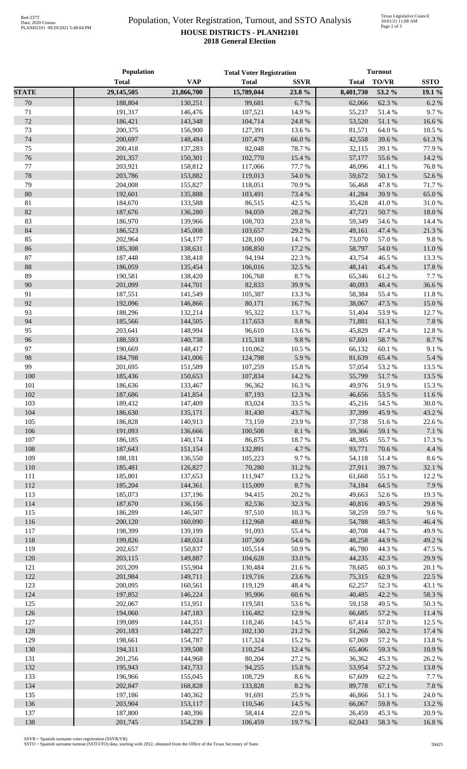# Population, Voter Registration, Turnout, and SSTO Analysis

## HOUSE DISTRICTS - PLANH2101

### 2018 General Election

| | Population | | Total Voter Registration | | Turnout | | |
|---|---|---|---|---|---|---|---|
| | Total | VAP | Total | SSVR | Total | TO/VR | SSTO |
| **STATE** | 29,145,505 | 21,866,700 | 15,789,044 | 23.8 % | 8,401,730 | 53.2 % | 19.1 % |
| 70 | 188,804 | 130,251 | 99,681 | 6.7 % | 62,066 | 62.3 % | 6.2 % |
| 71 | 191,317 | 146,476 | 107,521 | 14.9 % | 55,237 | 51.4 % | 9.7 % |
| 72 | 186,421 | 143,348 | 104,714 | 24.8 % | 53,520 | 51.1 % | 16.6 % |
| 73 | 200,375 | 156,900 | 127,391 | 13.6 % | 81,571 | 64.0 % | 10.5 % |
| 74 | 200,697 | 148,484 | 107,479 | 66.0 % | 42,558 | 39.6 % | 61.3 % |
| 75 | 200,418 | 137,283 | 82,048 | 78.7 % | 32,115 | 39.1 % | 77.9 % |
| 76 | 201,357 | 150,301 | 102,770 | 15.4 % | 57,177 | 55.6 % | 14.2 % |
| 77 | 203,921 | 158,812 | 117,066 | 77.7 % | 48,096 | 41.1 % | 76.8 % |
| 78 | 203,786 | 153,882 | 119,013 | 54.0 % | 59,672 | 50.1 % | 52.6 % |
| 79 | 204,008 | 155,827 | 118,051 | 70.9 % | 56,468 | 47.8 % | 71.7 % |
| 80 | 192,601 | 135,888 | 103,491 | 73.4 % | 41,284 | 39.9 % | 65.0 % |
| 81 | 184,670 | 133,588 | 86,515 | 42.5 % | 35,428 | 41.0 % | 31.0 % |
| 82 | 187,676 | 136,280 | 94,059 | 28.2 % | 47,721 | 50.7 % | 18.0 % |
| 83 | 186,970 | 139,966 | 108,703 | 23.8 % | 59,349 | 54.6 % | 14.4 % |
| 84 | 186,523 | 145,008 | 103,657 | 29.2 % | 49,161 | 47.4 % | 21.3 % |
| 85 | 202,964 | 154,177 | 128,100 | 14.7 % | 73,070 | 57.0 % | 9.8 % |
| 86 | 185,308 | 138,631 | 108,850 | 17.2 % | 58,797 | 54.0 % | 11.0 % |
| 87 | 187,448 | 138,418 | 94,194 | 22.3 % | 43,754 | 46.5 % | 13.3 % |
| 88 | 186,059 | 135,454 | 106,016 | 32.5 % | 48,141 | 45.4 % | 17.8 % |
| 89 | 190,581 | 138,420 | 106,768 | 8.7 % | 65,346 | 61.2 % | 7.7 % |
| 90 | 201,099 | 144,701 | 82,833 | 39.9 % | 40,093 | 48.4 % | 36.6 % |
| 91 | 187,551 | 141,549 | 105,387 | 13.3 % | 58,384 | 55.4 % | 11.8 % |
| 92 | 192,096 | 146,866 | 80,171 | 16.7 % | 38,067 | 47.5 % | 15.0 % |
| 93 | 188,296 | 132,214 | 95,322 | 13.7 % | 51,404 | 53.9 % | 12.7 % |
| 94 | 185,566 | 144,505 | 117,653 | 8.8 % | 71,881 | 61.1 % | 7.8 % |
| 95 | 203,641 | 148,994 | 96,610 | 13.6 % | 45,829 | 47.4 % | 12.8 % |
| 96 | 188,593 | 140,738 | 115,318 | 9.8 % | 67,691 | 58.7 % | 8.7 % |
| 97 | 190,669 | 148,417 | 110,062 | 10.5 % | 66,132 | 60.1 % | 9.1 % |
| 98 | 184,798 | 141,006 | 124,798 | 5.9 % | 81,639 | 65.4 % | 5.4 % |
| 99 | 201,695 | 151,589 | 107,259 | 15.8 % | 57,054 | 53.2 % | 13.5 % |
| 100 | 185,436 | 150,653 | 107,834 | 14.2 % | 55,799 | 51.7 % | 13.5 % |
| 101 | 186,636 | 133,467 | 96,362 | 16.3 % | 49,976 | 51.9 % | 15.3 % |
| 102 | 187,686 | 141,854 | 87,193 | 12.3 % | 46,656 | 53.5 % | 11.6 % |
| 103 | 189,432 | 147,409 | 83,024 | 33.5 % | 45,216 | 54.5 % | 30.0 % |
| 104 | 186,630 | 135,171 | 81,430 | 43.7 % | 37,399 | 45.9 % | 43.2 % |
| 105 | 186,828 | 140,913 | 73,159 | 23.9 % | 37,738 | 51.6 % | 22.6 % |
| 106 | 191,093 | 136,666 | 100,508 | 8.1 % | 59,366 | 59.1 % | 7.1 % |
| 107 | 186,185 | 140,174 | 86,875 | 18.7 % | 48,385 | 55.7 % | 17.3 % |
| 108 | 187,643 | 151,154 | 132,891 | 4.7 % | 93,771 | 70.6 % | 4.4 % |
| 109 | 188,181 | 136,550 | 105,223 | 9.7 % | 54,118 | 51.4 % | 8.6 % |
| 110 | 185,481 | 126,827 | 70,280 | 31.2 % | 27,911 | 39.7 % | 32.1 % |
| 111 | 185,801 | 137,653 | 111,947 | 13.2 % | 61,668 | 55.1 % | 12.2 % |
| 112 | 185,204 | 144,361 | 115,009 | 8.7 % | 74,184 | 64.5 % | 7.9 % |
| 113 | 185,073 | 137,196 | 94,415 | 20.2 % | 49,663 | 52.6 % | 19.3 % |
| 114 | 187,670 | 136,156 | 82,536 | 32.3 % | 40,816 | 49.5 % | 29.8 % |
| 115 | 186,289 | 146,507 | 97,510 | 10.3 % | 58,259 | 59.7 % | 9.6 % |
| 116 | 200,120 | 160,090 | 112,968 | 48.0 % | 54,788 | 48.5 % | 46.4 % |
| 117 | 198,399 | 139,199 | 91,093 | 55.4 % | 40,708 | 44.7 % | 49.9 % |
| 118 | 199,826 | 148,024 | 107,369 | 54.6 % | 48,258 | 44.9 % | 49.2 % |
| 119 | 202,657 | 150,837 | 105,514 | 50.9 % | 46,780 | 44.3 % | 47.5 % |
| 120 | 203,115 | 149,887 | 104,628 | 33.0 % | 44,235 | 42.3 % | 29.9 % |
| 121 | 203,209 | 155,904 | 130,484 | 21.6 % | 78,685 | 60.3 % | 20.1 % |
| 122 | 201,984 | 149,711 | 119,716 | 23.6 % | 75,315 | 62.9 % | 22.5 % |
| 123 | 200,095 | 160,561 | 119,129 | 48.4 % | 62,257 | 52.3 % | 43.1 % |
| 124 | 197,852 | 146,224 | 95,906 | 60.6 % | 40,485 | 42.2 % | 58.3 % |
| 125 | 202,067 | 151,951 | 119,581 | 53.6 % | 59,158 | 49.5 % | 50.3 % |
| 126 | 194,060 | 147,183 | 116,482 | 12.9 % | 66,685 | 57.2 % | 11.4 % |
| 127 | 199,089 | 144,351 | 118,246 | 14.5 % | 67,414 | 57.0 % | 12.5 % |
| 128 | 201,183 | 148,227 | 102,130 | 21.2 % | 51,266 | 50.2 % | 17.4 % |
| 129 | 198,661 | 154,787 | 117,324 | 15.2 % | 67,069 | 57.2 % | 13.8 % |
| 130 | 194,311 | 139,508 | 110,254 | 12.4 % | 65,406 | 59.3 % | 10.9 % |
| 131 | 201,256 | 144,968 | 80,204 | 27.2 % | 36,362 | 45.3 % | 26.2 % |
| 132 | 195,943 | 141,733 | 94,255 | 15.8 % | 53,954 | 57.2 % | 13.8 % |
| 133 | 196,966 | 155,045 | 108,729 | 8.6 % | 67,609 | 62.2 % | 7.7 % |
| 134 | 202,847 | 168,828 | 133,828 | 8.2 % | 89,778 | 67.1 % | 7.8 % |
| 135 | 197,186 | 140,362 | 91,691 | 25.9 % | 46,866 | 51.1 % | 24.0 % |
| 136 | 203,904 | 153,117 | 110,546 | 14.5 % | 66,067 | 59.8 % | 13.2 % |
| 137 | 187,800 | 140,396 | 58,414 | 22.0 % | 26,459 | 45.3 % | 20.9 % |
| 138 | 201,745 | 154,239 | 106,459 | 19.7 % | 62,043 | 58.3 % | 16.8 % |

SSVR = Spanish surname voter registration (SSVR/VR)
SSTO = Spanish surname turnout (SSTO/TO) data, starting with 2012, obtained from the Office of the Texas Secretary of State.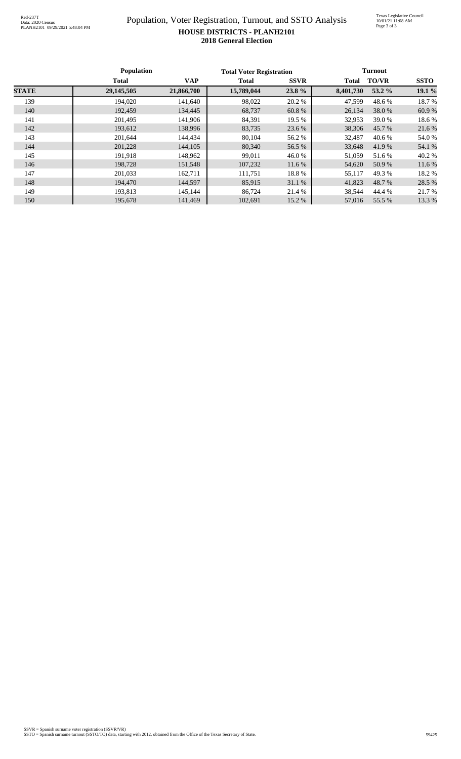# Population, Voter Registration, Turnout, and SSTO Analysis

## HOUSE DISTRICTS - PLANH2101

### 2018 General Election

| | Population | | Total Voter Registration | | Turnout | | |
|---|---|---|---|---|---|---|---|
| | Total | VAP | Total | SSVR | Total | TO/VR | SSTO |
| **STATE** | **29,145,505** | **21,866,700** | **15,789,044** | **23.8 %** | **8,401,730** | **53.2 %** | **19.1 %** |
| 139 | 194,020 | 141,640 | 98,022 | 20.2 % | 47,599 | 48.6 % | 18.7 % |
| 140 | 192,459 | 134,445 | 68,737 | 60.8 % | 26,134 | 38.0 % | 60.9 % |
| 141 | 201,495 | 141,906 | 84,391 | 19.5 % | 32,953 | 39.0 % | 18.6 % |
| 142 | 193,612 | 138,996 | 83,735 | 23.6 % | 38,306 | 45.7 % | 21.6 % |
| 143 | 201,644 | 144,434 | 80,104 | 56.2 % | 32,487 | 40.6 % | 54.0 % |
| 144 | 201,228 | 144,105 | 80,340 | 56.5 % | 33,648 | 41.9 % | 54.1 % |
| 145 | 191,918 | 148,962 | 99,011 | 46.0 % | 51,059 | 51.6 % | 40.2 % |
| 146 | 198,728 | 151,548 | 107,232 | 11.6 % | 54,620 | 50.9 % | 11.6 % |
| 147 | 201,033 | 162,711 | 111,751 | 18.8 % | 55,117 | 49.3 % | 18.2 % |
| 148 | 194,470 | 144,597 | 85,915 | 31.1 % | 41,823 | 48.7 % | 28.5 % |
| 149 | 193,813 | 145,144 | 86,724 | 21.4 % | 38,544 | 44.4 % | 21.7 % |
| 150 | 195,678 | 141,469 | 102,691 | 15.2 % | 57,016 | 55.5 % | 13.3 % |

SSVR = Spanish surname voter registration (SSVR/VR)
SSTO = Spanish surname turnout (SSTO/TO) data, starting with 2012, obtained from the Office of the Texas Secretary of State.